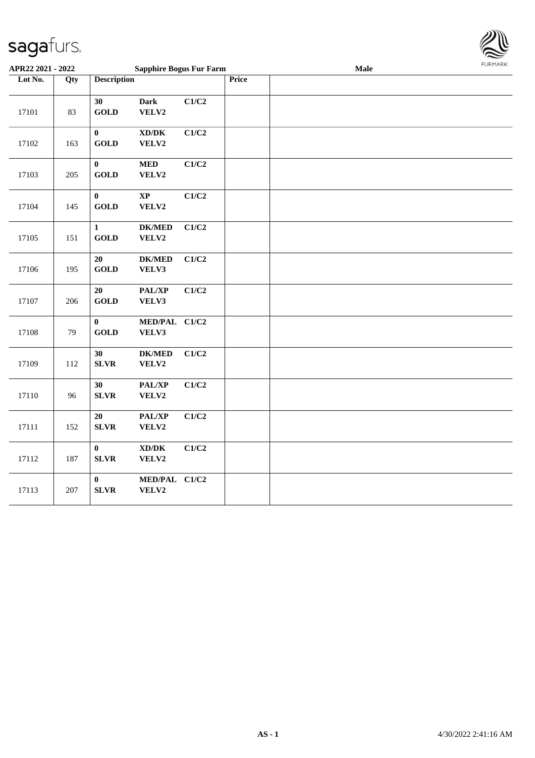sagafurs.

APR22 2021 - 2022 | Sapphire Bogus Fur Farm | Male

| Lot No. | Qty | Description | | | Price | |
|---|---|---|---|---|---|---|
| 17101 | 83 | 30 GOLD | Dark VELV2 | C1/C2 | | |
| 17102 | 163 | 0 GOLD | XD/DK VELV2 | C1/C2 | | |
| 17103 | 205 | 0 GOLD | MED VELV2 | C1/C2 | | |
| 17104 | 145 | 0 GOLD | XP VELV2 | C1/C2 | | |
| 17105 | 151 | 1 GOLD | DK/MED VELV2 | C1/C2 | | |
| 17106 | 195 | 20 GOLD | DK/MED VELV3 | C1/C2 | | |
| 17107 | 206 | 20 GOLD | PAL/XP VELV3 | C1/C2 | | |
| 17108 | 79 | 0 GOLD | MED/PAL VELV3 | C1/C2 | | |
| 17109 | 112 | 30 SLVR | DK/MED VELV2 | C1/C2 | | |
| 17110 | 96 | 30 SLVR | PAL/XP VELV2 | C1/C2 | | |
| 17111 | 152 | 20 SLVR | PAL/XP VELV2 | C1/C2 | | |
| 17112 | 187 | 0 SLVR | XD/DK VELV2 | C1/C2 | | |
| 17113 | 207 | 0 SLVR | MED/PAL VELV2 | C1/C2 | | |

AS - 1 4/30/2022 2:41:16 AM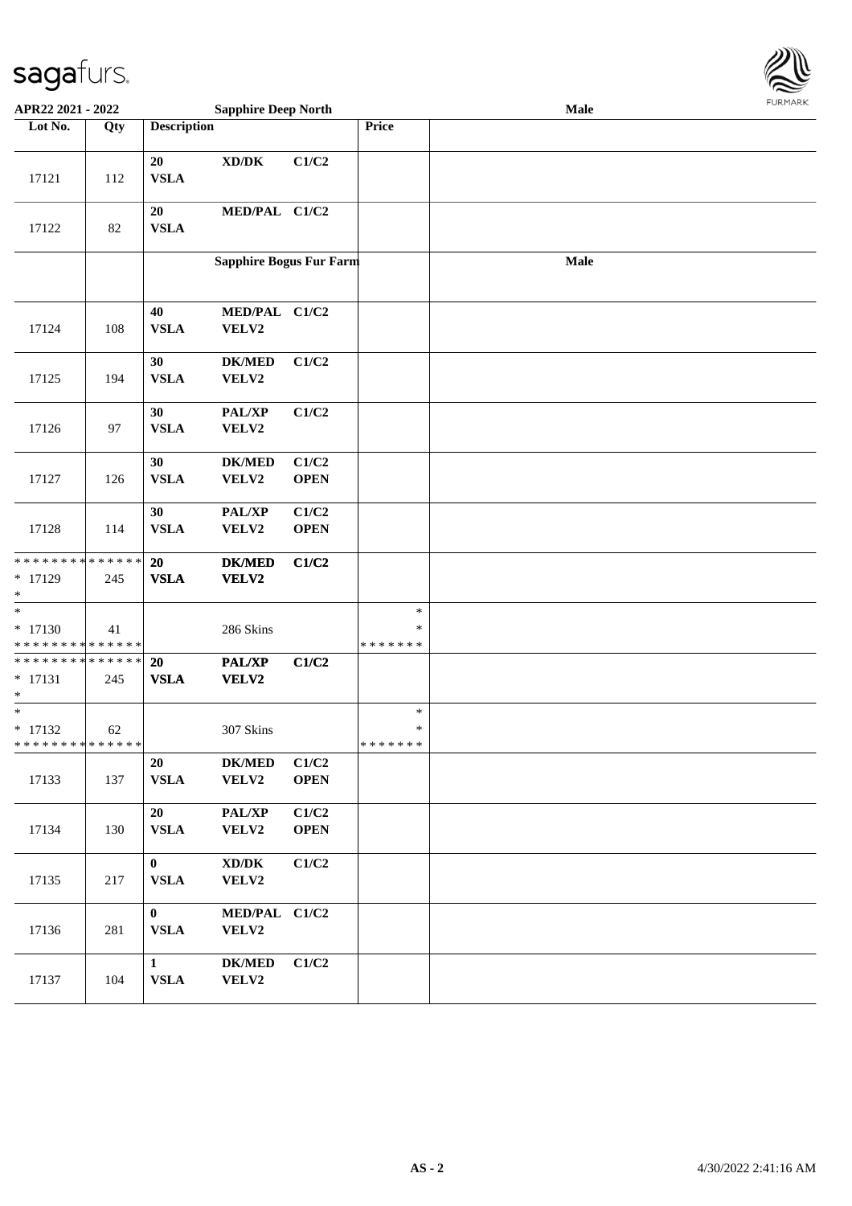| Lot No. | Qty | Description | | | Price | |
|---|---|---|---|---|---|---|
| 17121 | 112 | 20 VSLA | XD/DK | C1/C2 | | |
| 17122 | 82 | 20 VSLA | MED/PAL | C1/C2 | | |
| | | **Sapphire Bogus Fur Farm** | | | | **Male** |
| 17124 | 108 | 40 VSLA | MED/PAL VELV2 | C1/C2 | | |
| 17125 | 194 | 30 VSLA | DK/MED VELV2 | C1/C2 | | |
| 17126 | 97 | 30 VSLA | PAL/XP VELV2 | C1/C2 | | |
| 17127 | 126 | 30 VSLA | DK/MED VELV2 | C1/C2 OPEN | | |
| 17128 | 114 | 30 VSLA | PAL/XP VELV2 | C1/C2 OPEN | | |
| * 17129 | 245 | 20 VSLA | DK/MED VELV2 | C1/C2 | | |
| * 17130 | 41 | | 286 Skins | | * | |
| * 17131 | 245 | 20 VSLA | PAL/XP VELV2 | C1/C2 | | |
| * 17132 | 62 | | 307 Skins | | * | |
| 17133 | 137 | 20 VSLA | DK/MED VELV2 | C1/C2 OPEN | | |
| 17134 | 130 | 20 VSLA | PAL/XP VELV2 | C1/C2 OPEN | | |
| 17135 | 217 | 0 VSLA | XD/DK VELV2 | C1/C2 | | |
| 17136 | 281 | 0 VSLA | MED/PAL VELV2 | C1/C2 | | |
| 17137 | 104 | 1 VSLA | DK/MED VELV2 | C1/C2 | | |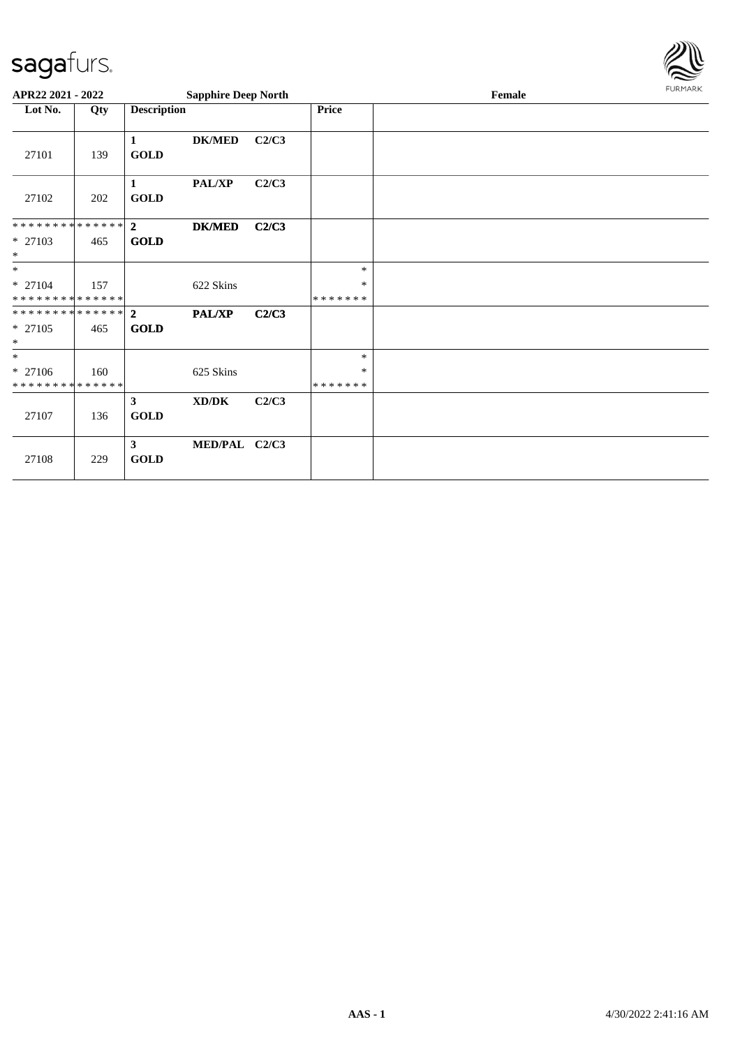**APR22 2021 - 2022** **Sapphire Deep North** **Female**

| Lot No. | Qty | Description | | | Price | |
|---|---|---|---|---|---|---|
| 27101 | 139 | **1 GOLD** | **DK/MED** | **C2/C3** | | |
| 27102 | 202 | **1 GOLD** | **PAL/XP** | **C2/C3** | | |
| * * * * * * * * * * * * * * <br>* 27103 <br>* | 465 | **2 GOLD** | **DK/MED** | **C2/C3** | | |
| * <br>* 27104 <br>* * * * * * * * * * * * * * | 157 | | 622 Skins | | * <br>* <br>* * * * * * * | |
| * * * * * * * * * * * * * * <br>* 27105 <br>* | 465 | **2 GOLD** | **PAL/XP** | **C2/C3** | | |
| * <br>* 27106 <br>* * * * * * * * * * * * * * | 160 | | 625 Skins | | * <br>* <br>* * * * * * * | |
| 27107 | 136 | **3 GOLD** | **XD/DK** | **C2/C3** | | |
| 27108 | 229 | **3 GOLD** | **MED/PAL** | **C2/C3** | | |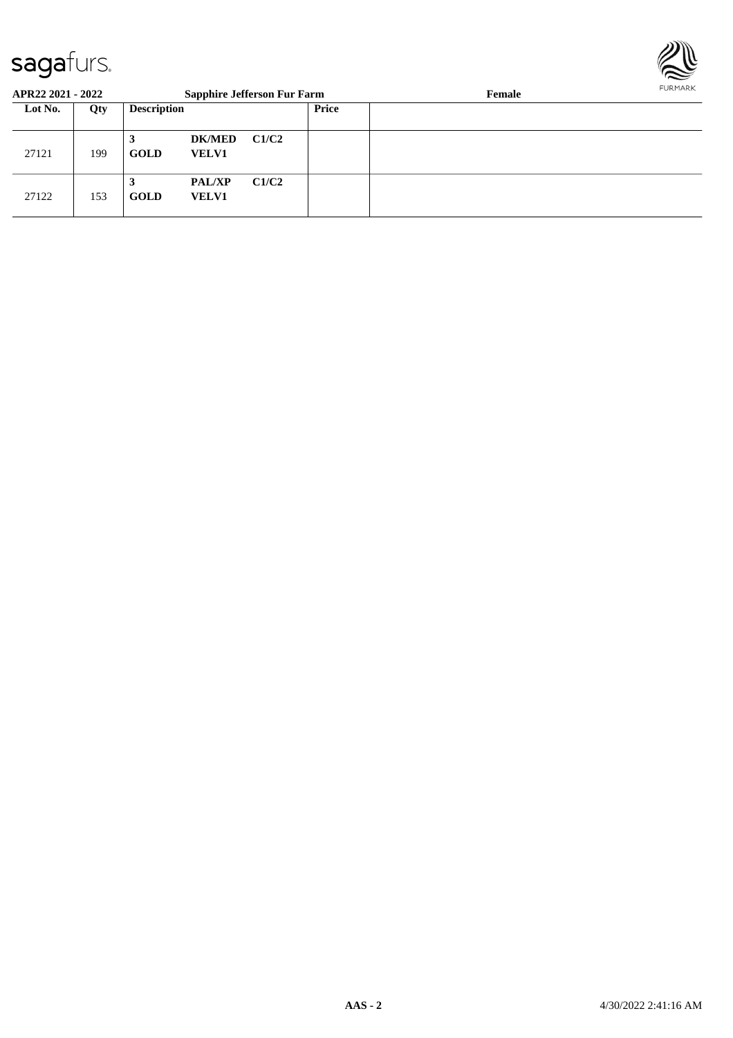**APR22 2021 - 2022** **Sapphire Jefferson Fur Farm** **Female**

| Lot No. | Qty | Description | | | Price | |
|---|---|---|---|---|---|---|
| 27121 | 199 | **3** **GOLD** | **DK/MED** **VELV1** | **C1/C2** | | |
| 27122 | 153 | **3** **GOLD** | **PAL/XP** **VELV1** | **C1/C2** | | |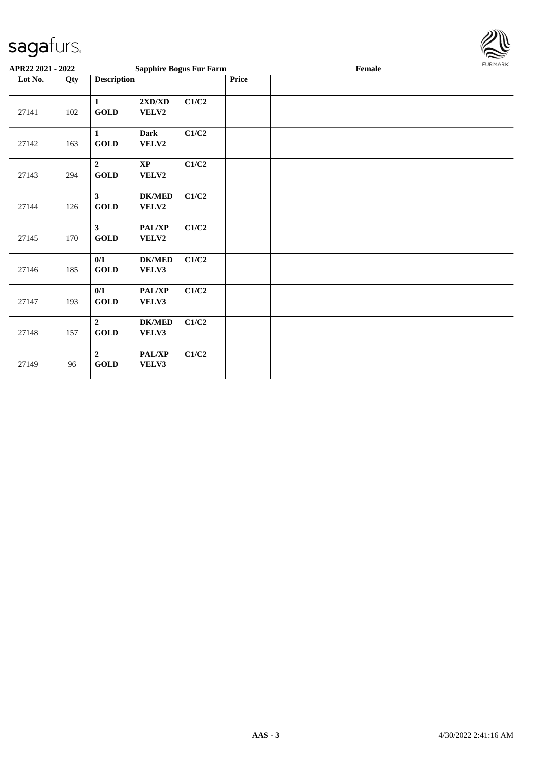**APR22 2021 - 2022** **Sapphire Bogus Fur Farm** **Female**

| Lot No. | Qty | Description | | | Price | |
|---|---|---|---|---|---|---|
| 27141 | 102 | **1 GOLD** | **2XD/XD VELV2** | **C1/C2** | | |
| 27142 | 163 | **1 GOLD** | **Dark VELV2** | **C1/C2** | | |
| 27143 | 294 | **2 GOLD** | **XP VELV2** | **C1/C2** | | |
| 27144 | 126 | **3 GOLD** | **DK/MED VELV2** | **C1/C2** | | |
| 27145 | 170 | **3 GOLD** | **PAL/XP VELV2** | **C1/C2** | | |
| 27146 | 185 | **0/1 GOLD** | **DK/MED VELV3** | **C1/C2** | | |
| 27147 | 193 | **0/1 GOLD** | **PAL/XP VELV3** | **C1/C2** | | |
| 27148 | 157 | **2 GOLD** | **DK/MED VELV3** | **C1/C2** | | |
| 27149 | 96 | **2 GOLD** | **PAL/XP VELV3** | **C1/C2** | | |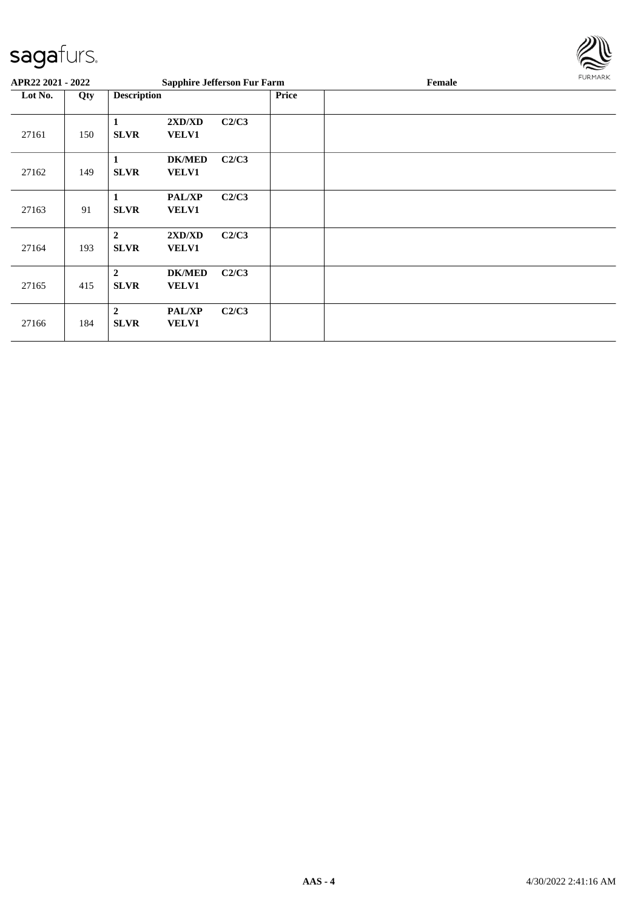**APR22 2021 - 2022** **Sapphire Jefferson Fur Farm** **Female**

| Lot No. | Qty | Description | | | Price | |
|---|---|---|---|---|---|---|
| 27161 | 150 | **1 SLVR** | **2XD/XD VELV1** | **C2/C3** | | |
| 27162 | 149 | **1 SLVR** | **DK/MED VELV1** | **C2/C3** | | |
| 27163 | 91 | **1 SLVR** | **PAL/XP VELV1** | **C2/C3** | | |
| 27164 | 193 | **2 SLVR** | **2XD/XD VELV1** | **C2/C3** | | |
| 27165 | 415 | **2 SLVR** | **DK/MED VELV1** | **C2/C3** | | |
| 27166 | 184 | **2 SLVR** | **PAL/XP VELV1** | **C2/C3** | | |

**AAS - 4** 4/30/2022 2:41:16 AM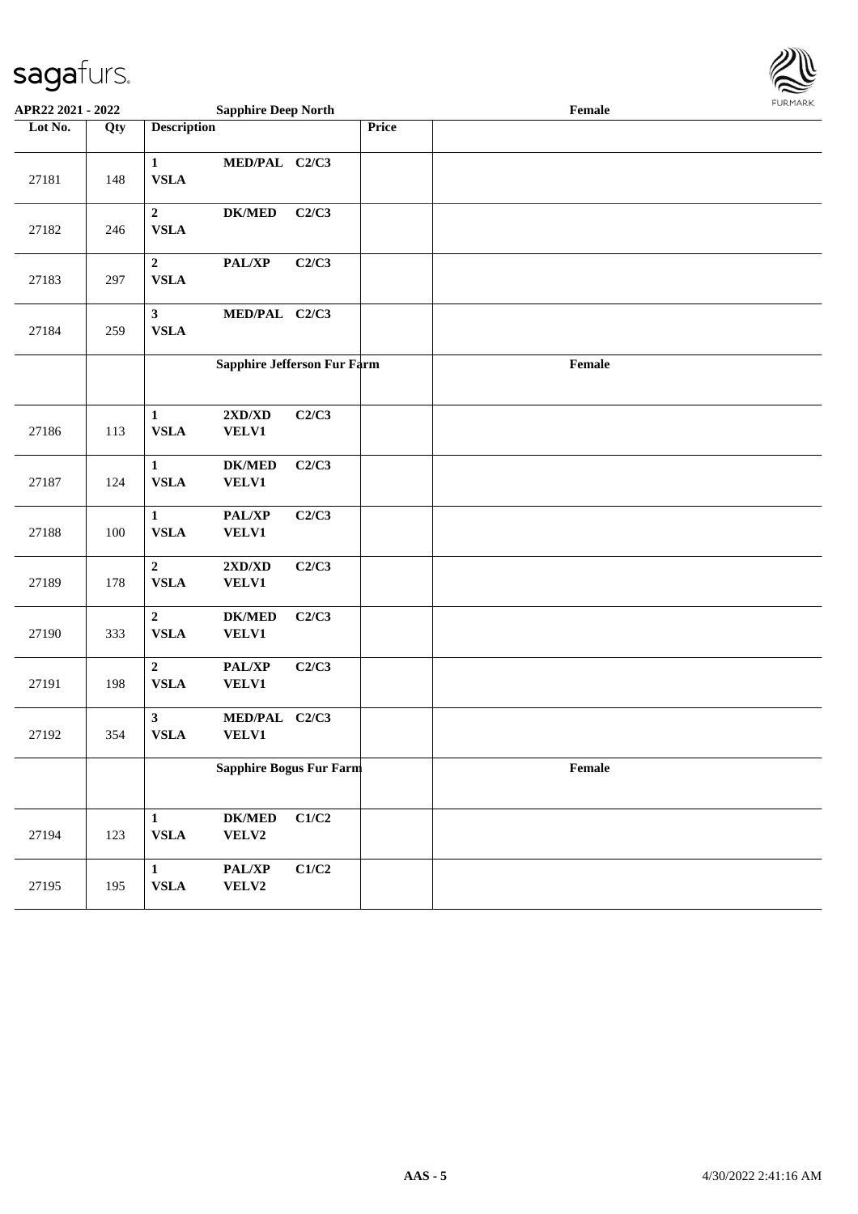| Lot No. | Qty | Description | | | Price | |
|---|---|---|---|---|---|---|
| | | **APR22 2021 - 2022** | **Sapphire Deep North** | | | **Female** |
| 27181 | 148 | **1 VSLA** | **MED/PAL** | **C2/C3** | | |
| 27182 | 246 | **2 VSLA** | **DK/MED** | **C2/C3** | | |
| 27183 | 297 | **2 VSLA** | **PAL/XP** | **C2/C3** | | |
| 27184 | 259 | **3 VSLA** | **MED/PAL** | **C2/C3** | | |
| | | | **Sapphire Jefferson Fur Farm** | | | **Female** |
| 27186 | 113 | **1 VSLA** | **2XD/XD VELV1** | **C2/C3** | | |
| 27187 | 124 | **1 VSLA** | **DK/MED VELV1** | **C2/C3** | | |
| 27188 | 100 | **1 VSLA** | **PAL/XP VELV1** | **C2/C3** | | |
| 27189 | 178 | **2 VSLA** | **2XD/XD VELV1** | **C2/C3** | | |
| 27190 | 333 | **2 VSLA** | **DK/MED VELV1** | **C2/C3** | | |
| 27191 | 198 | **2 VSLA** | **PAL/XP VELV1** | **C2/C3** | | |
| 27192 | 354 | **3 VSLA** | **MED/PAL VELV1** | **C2/C3** | | |
| | | | **Sapphire Bogus Fur Farm** | | | **Female** |
| 27194 | 123 | **1 VSLA** | **DK/MED VELV2** | **C1/C2** | | |
| 27195 | 195 | **1 VSLA** | **PAL/XP VELV2** | **C1/C2** | | |